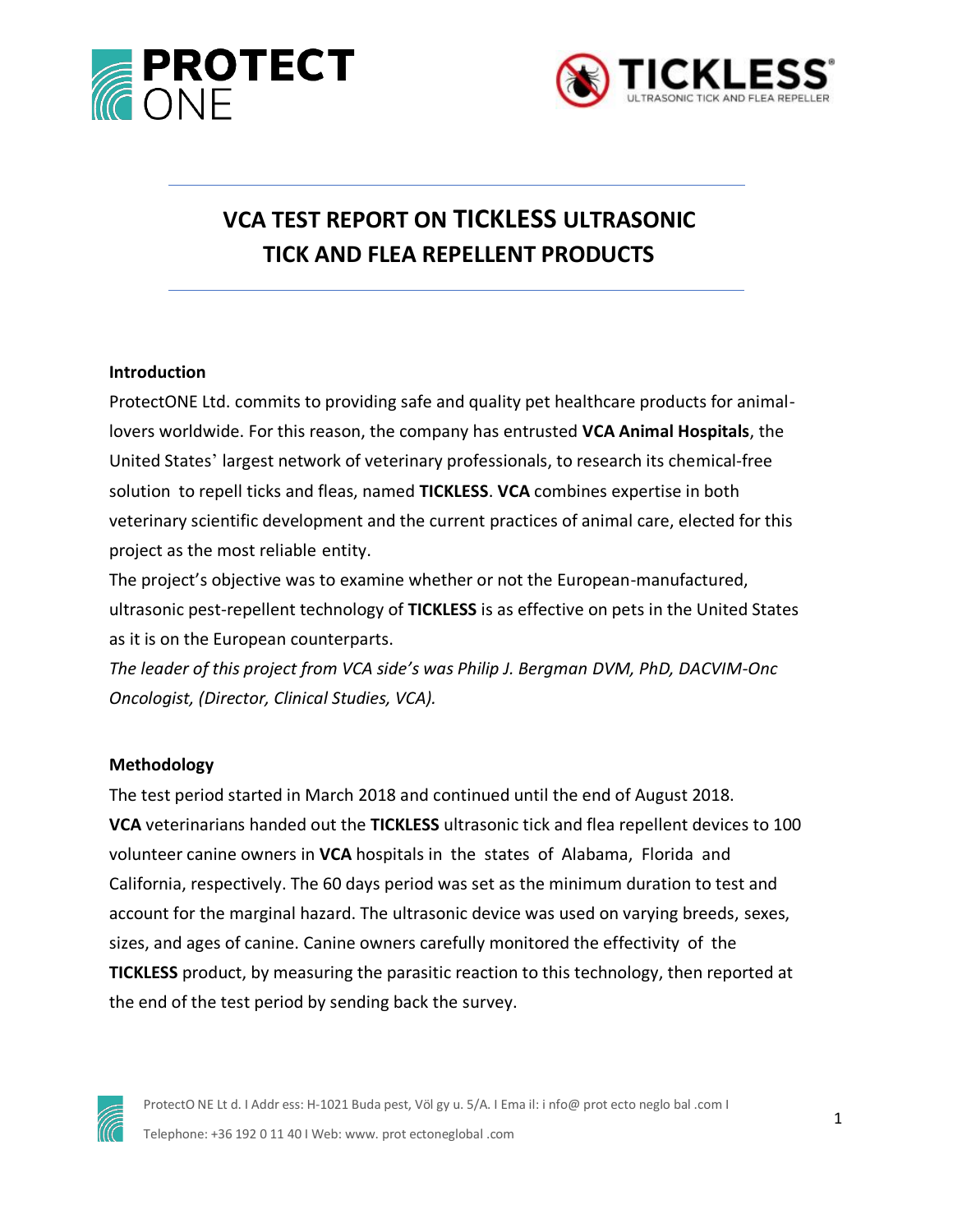# VCA TEST REPORT ON TICKLESS ULTRASONIC TICK AND FLEA REPELLENT PRODUCTS

**Introduction**

ProtectONE Ltd. commits to providing safe and quality pet healthcare products for animal-lovers worldwide. For this reason, the company has entrusted **VCA Animal Hospitals**, the United States' largest network of veterinary professionals, to research its chemical-free solution to repell ticks and fleas, named **TICKLESS**. **VCA** combines expertise in both veterinary scientific development and the current practices of animal care, elected for this project as the most reliable entity.

The project's objective was to examine whether or not the European-manufactured, ultrasonic pest-repellent technology of **TICKLESS** is as effective on pets in the United States as it is on the European counterparts.

*The leader of this project from VCA side's was Philip J. Bergman DVM, PhD, DACVIM-Onc Oncologist, (Director, Clinical Studies, VCA).*

**Methodology**

The test period started in March 2018 and continued until the end of August 2018. **VCA** veterinarians handed out the **TICKLESS** ultrasonic tick and flea repellent devices to 100 volunteer canine owners in **VCA** hospitals in the states of Alabama, Florida and California, respectively. The 60 days period was set as the minimum duration to test and account for the marginal hazard. The ultrasonic device was used on varying breeds, sexes, sizes, and ages of canine. Canine owners carefully monitored the effectivity of the **TICKLESS** product, by measuring the parasitic reaction to this technology, then reported at the end of the test period by sending back the survey.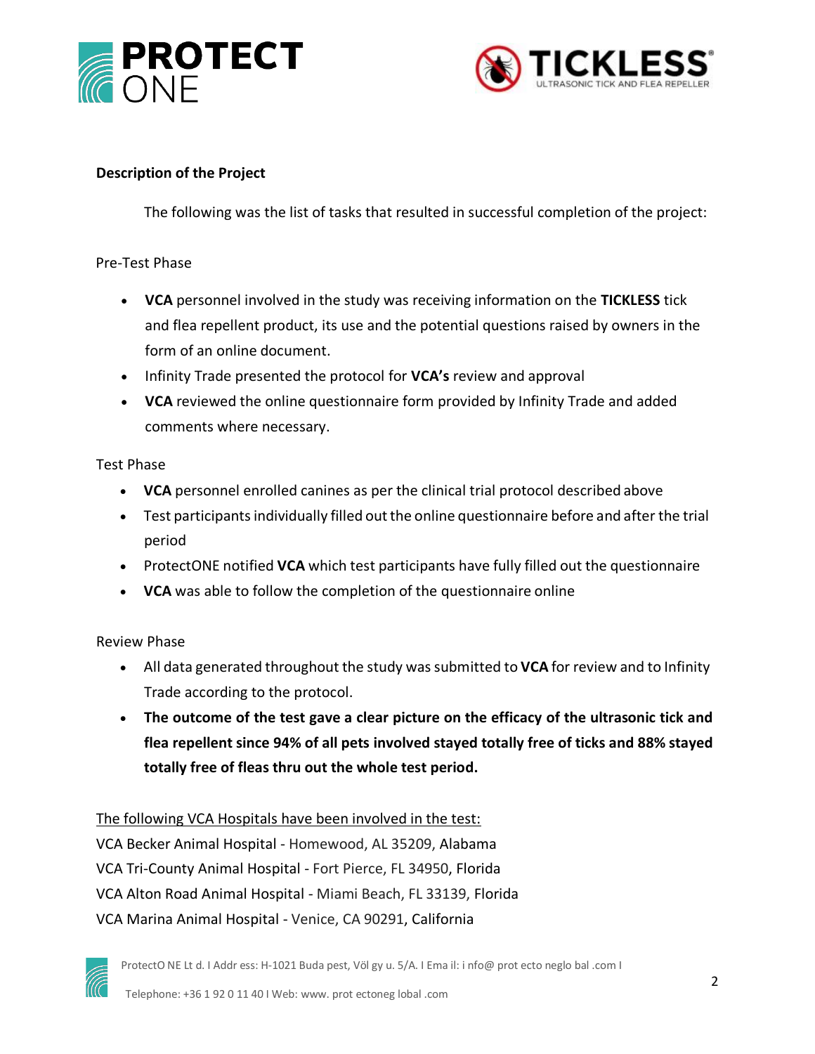**Description of the Project**

The following was the list of tasks that resulted in successful completion of the project:

Pre-Test Phase

- **VCA** personnel involved in the study was receiving information on the **TICKLESS** tick and flea repellent product, its use and the potential questions raised by owners in the form of an online document.
- Infinity Trade presented the protocol for **VCA's** review and approval
- **VCA** reviewed the online questionnaire form provided by Infinity Trade and added comments where necessary.

Test Phase

- **VCA** personnel enrolled canines as per the clinical trial protocol described above
- Test participants individually filled out the online questionnaire before and after the trial period
- ProtectONE notified **VCA** which test participants have fully filled out the questionnaire
- **VCA** was able to follow the completion of the questionnaire online

Review Phase

- All data generated throughout the study was submitted to **VCA** for review and to Infinity Trade according to the protocol.
- **The outcome of the test gave a clear picture on the efficacy of the ultrasonic tick and flea repellent since 94% of all pets involved stayed totally free of ticks and 88% stayed totally free of fleas thru out the whole test period.**

The following VCA Hospitals have been involved in the test:

VCA Becker Animal Hospital - Homewood, AL 35209, Alabama
VCA Tri-County Animal Hospital - Fort Pierce, FL 34950, Florida
VCA Alton Road Animal Hospital - Miami Beach, FL 33139, Florida
VCA Marina Animal Hospital - Venice, CA 90291, California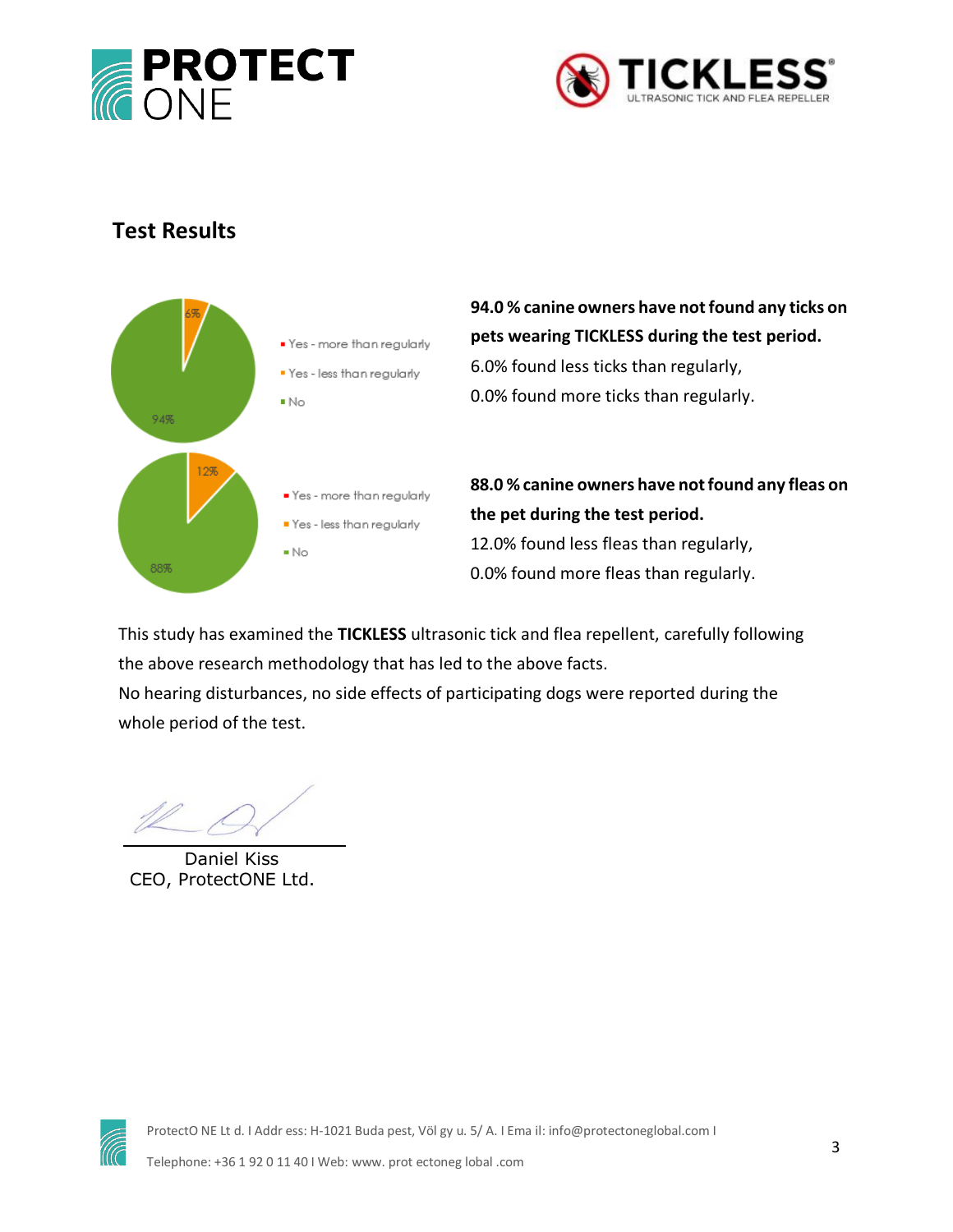## Test Results

6%

94%

- Yes - more than regularly
- Yes - less than regularly
- No

**94.0 % canine owners have not found any ticks on pets wearing TICKLESS during the test period.**
6.0% found less ticks than regularly,
0.0% found more ticks than regularly.

12%

88%

- Yes - more than regularly
- Yes - less than regularly
- No

**88.0 % canine owners have not found any fleas on the pet during the test period.**
12.0% found less fleas than regularly,
0.0% found more fleas than regularly.

This study has examined the **TICKLESS** ultrasonic tick and flea repellent, carefully following the above research methodology that has led to the above facts.
No hearing disturbances, no side effects of participating dogs were reported during the whole period of the test.

Daniel Kiss
CEO, ProtectONE Ltd.

ProtectO NE Lt d. I Addr ess: H-1021 Buda pest, Völ gy u. 5/ A. I Ema il: info@protectoneglobal.com I
Telephone: +36 1 92 0 11 40 I Web: www. prot ectoneg lobal .com